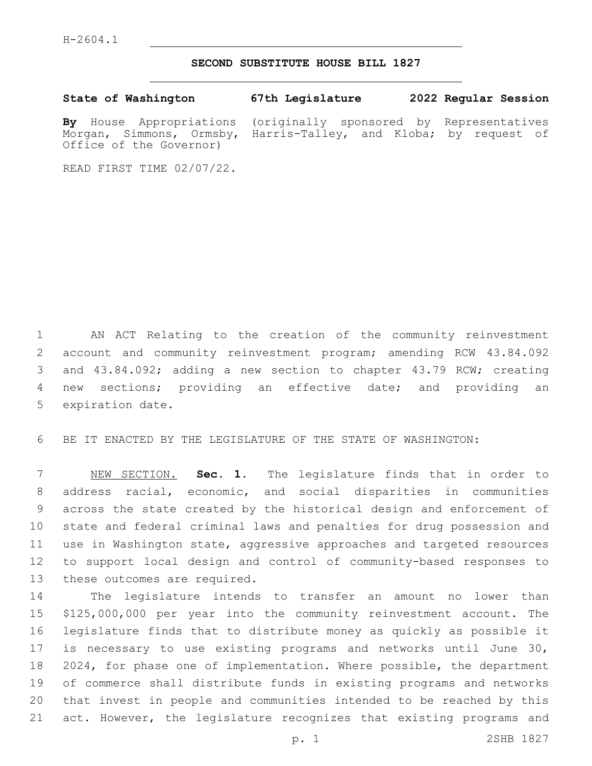H-2604.1

# SECOND SUBSTITUTE HOUSE BILL 1827

**State of Washington 67th Legislature 2022 Regular Session**

**By** House Appropriations (originally sponsored by Representatives Morgan, Simmons, Ormsby, Harris-Talley, and Kloba; by request of Office of the Governor)

READ FIRST TIME 02/07/22.

AN ACT Relating to the creation of the community reinvestment account and community reinvestment program; amending RCW 43.84.092 and 43.84.092; adding a new section to chapter 43.79 RCW; creating new sections; providing an effective date; and providing an expiration date.

BE IT ENACTED BY THE LEGISLATURE OF THE STATE OF WASHINGTON:

NEW SECTION. **Sec. 1.** The legislature finds that in order to address racial, economic, and social disparities in communities across the state created by the historical design and enforcement of state and federal criminal laws and penalties for drug possession and use in Washington state, aggressive approaches and targeted resources to support local design and control of community-based responses to these outcomes are required.

The legislature intends to transfer an amount no lower than $125,000,000 per year into the community reinvestment account. The legislature finds that to distribute money as quickly as possible it is necessary to use existing programs and networks until June 30, 2024, for phase one of implementation. Where possible, the department of commerce shall distribute funds in existing programs and networks that invest in people and communities intended to be reached by this act. However, the legislature recognizes that existing programs and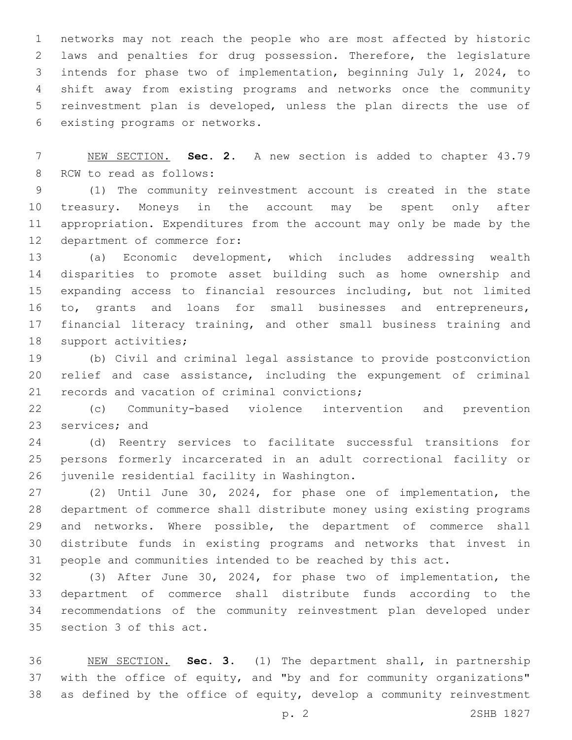networks may not reach the people who are most affected by historic laws and penalties for drug possession. Therefore, the legislature intends for phase two of implementation, beginning July 1, 2024, to shift away from existing programs and networks once the community reinvestment plan is developed, unless the plan directs the use of existing programs or networks.

NEW SECTION. **Sec. 2.** A new section is added to chapter 43.79 RCW to read as follows:

(1) The community reinvestment account is created in the state treasury. Moneys in the account may be spent only after appropriation. Expenditures from the account may only be made by the department of commerce for:

(a) Economic development, which includes addressing wealth disparities to promote asset building such as home ownership and expanding access to financial resources including, but not limited to, grants and loans for small businesses and entrepreneurs, financial literacy training, and other small business training and support activities;

(b) Civil and criminal legal assistance to provide postconviction relief and case assistance, including the expungement of criminal records and vacation of criminal convictions;

(c) Community-based violence intervention and prevention services; and

(d) Reentry services to facilitate successful transitions for persons formerly incarcerated in an adult correctional facility or juvenile residential facility in Washington.

(2) Until June 30, 2024, for phase one of implementation, the department of commerce shall distribute money using existing programs and networks. Where possible, the department of commerce shall distribute funds in existing programs and networks that invest in people and communities intended to be reached by this act.

(3) After June 30, 2024, for phase two of implementation, the department of commerce shall distribute funds according to the recommendations of the community reinvestment plan developed under section 3 of this act.

NEW SECTION. **Sec. 3.** (1) The department shall, in partnership with the office of equity, and "by and for community organizations" as defined by the office of equity, develop a community reinvestment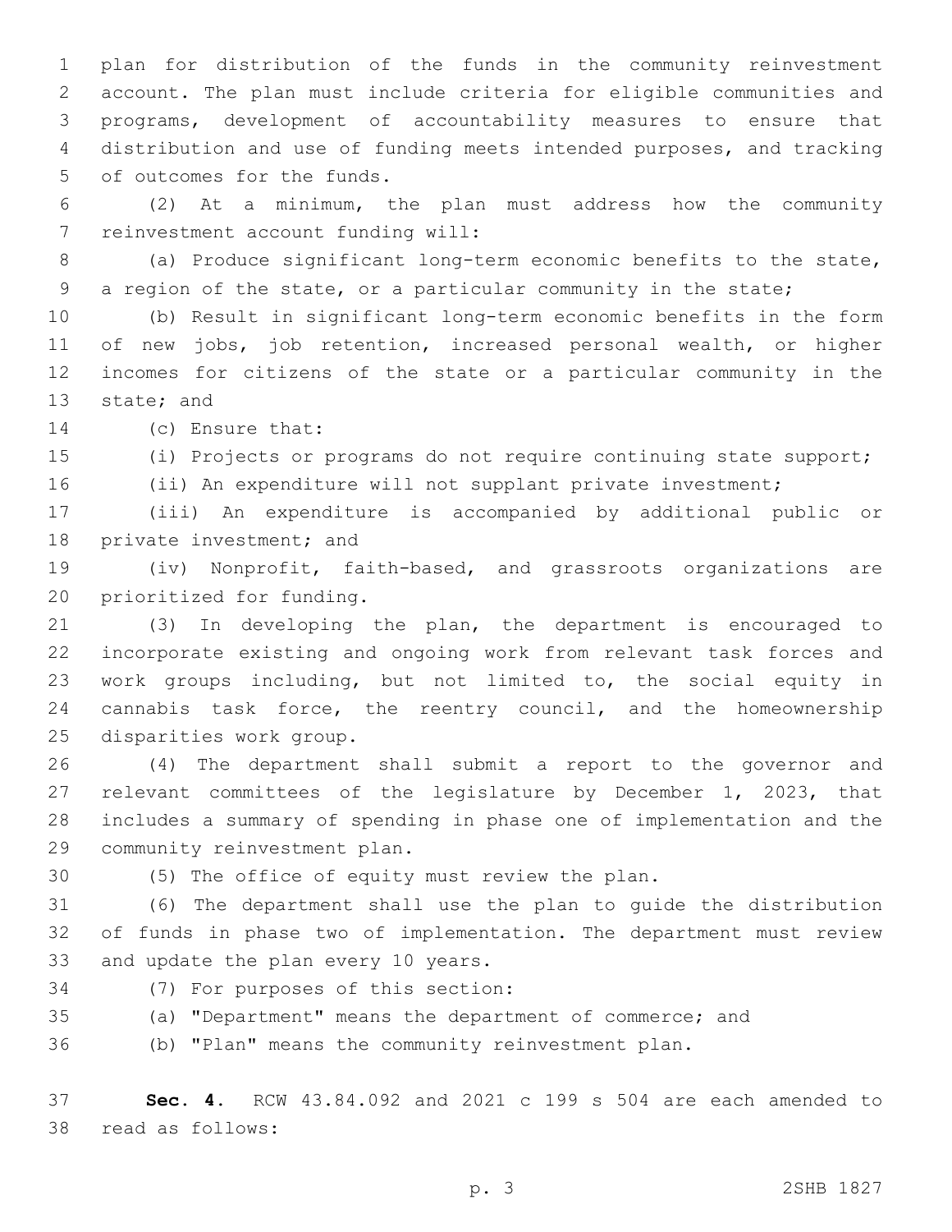plan for distribution of the funds in the community reinvestment account. The plan must include criteria for eligible communities and programs, development of accountability measures to ensure that distribution and use of funding meets intended purposes, and tracking of outcomes for the funds.

(2) At a minimum, the plan must address how the community reinvestment account funding will:

(a) Produce significant long-term economic benefits to the state, a region of the state, or a particular community in the state;

(b) Result in significant long-term economic benefits in the form of new jobs, job retention, increased personal wealth, or higher incomes for citizens of the state or a particular community in the state; and

(c) Ensure that:

(i) Projects or programs do not require continuing state support;

(ii) An expenditure will not supplant private investment;

(iii) An expenditure is accompanied by additional public or private investment; and

(iv) Nonprofit, faith-based, and grassroots organizations are prioritized for funding.

(3) In developing the plan, the department is encouraged to incorporate existing and ongoing work from relevant task forces and work groups including, but not limited to, the social equity in cannabis task force, the reentry council, and the homeownership disparities work group.

(4) The department shall submit a report to the governor and relevant committees of the legislature by December 1, 2023, that includes a summary of spending in phase one of implementation and the community reinvestment plan.

(5) The office of equity must review the plan.

(6) The department shall use the plan to guide the distribution of funds in phase two of implementation. The department must review and update the plan every 10 years.

(7) For purposes of this section:

(a) "Department" means the department of commerce; and

(b) "Plan" means the community reinvestment plan.

**Sec. 4.** RCW 43.84.092 and 2021 c 199 s 504 are each amended to read as follows: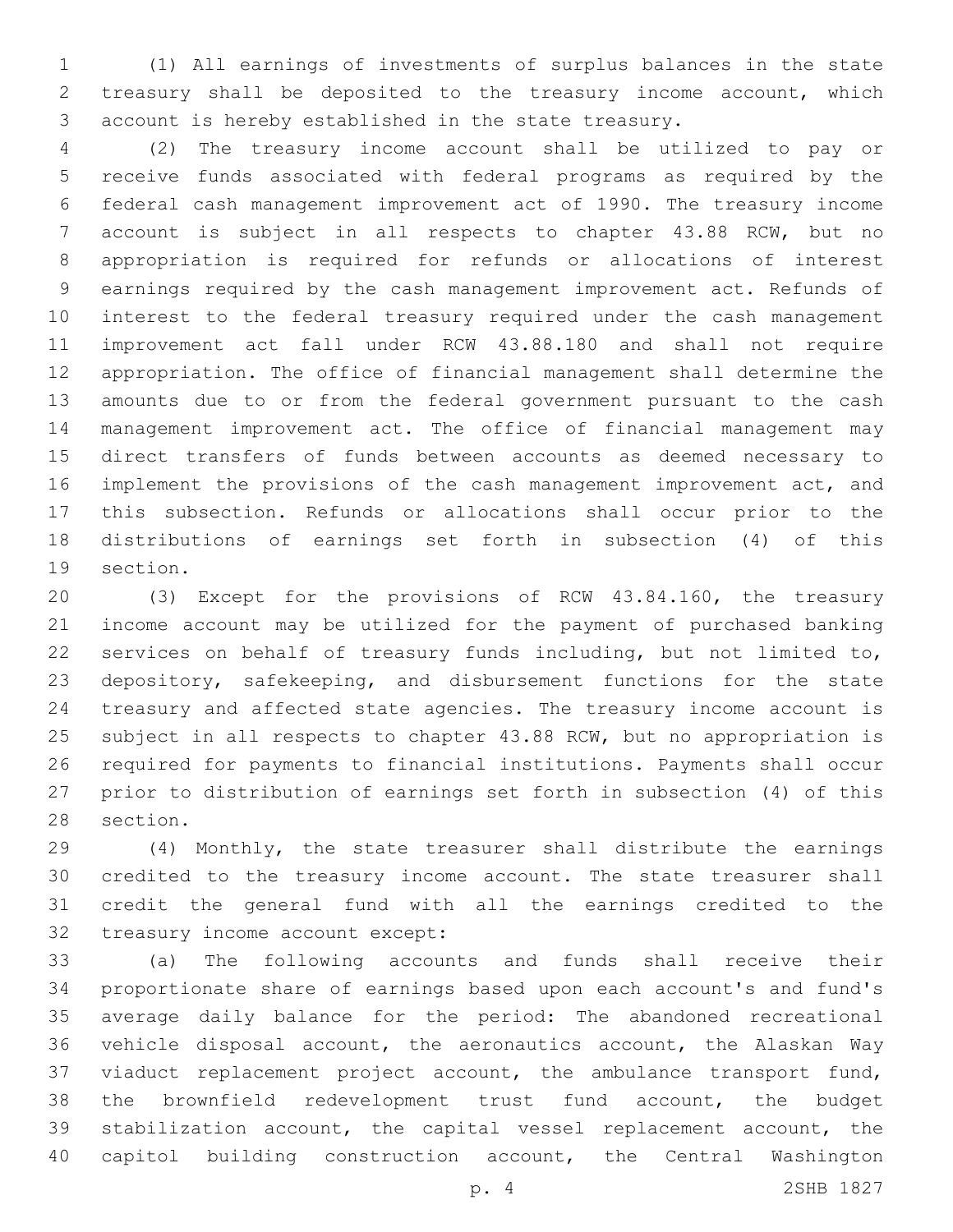(1) All earnings of investments of surplus balances in the state treasury shall be deposited to the treasury income account, which account is hereby established in the state treasury.

(2) The treasury income account shall be utilized to pay or receive funds associated with federal programs as required by the federal cash management improvement act of 1990. The treasury income account is subject in all respects to chapter 43.88 RCW, but no appropriation is required for refunds or allocations of interest earnings required by the cash management improvement act. Refunds of interest to the federal treasury required under the cash management improvement act fall under RCW 43.88.180 and shall not require appropriation. The office of financial management shall determine the amounts due to or from the federal government pursuant to the cash management improvement act. The office of financial management may direct transfers of funds between accounts as deemed necessary to implement the provisions of the cash management improvement act, and this subsection. Refunds or allocations shall occur prior to the distributions of earnings set forth in subsection (4) of this section.

(3) Except for the provisions of RCW 43.84.160, the treasury income account may be utilized for the payment of purchased banking services on behalf of treasury funds including, but not limited to, depository, safekeeping, and disbursement functions for the state treasury and affected state agencies. The treasury income account is subject in all respects to chapter 43.88 RCW, but no appropriation is required for payments to financial institutions. Payments shall occur prior to distribution of earnings set forth in subsection (4) of this section.

(4) Monthly, the state treasurer shall distribute the earnings credited to the treasury income account. The state treasurer shall credit the general fund with all the earnings credited to the treasury income account except:

(a) The following accounts and funds shall receive their proportionate share of earnings based upon each account's and fund's average daily balance for the period: The abandoned recreational vehicle disposal account, the aeronautics account, the Alaskan Way viaduct replacement project account, the ambulance transport fund, the brownfield redevelopment trust fund account, the budget stabilization account, the capital vessel replacement account, the capitol building construction account, the Central Washington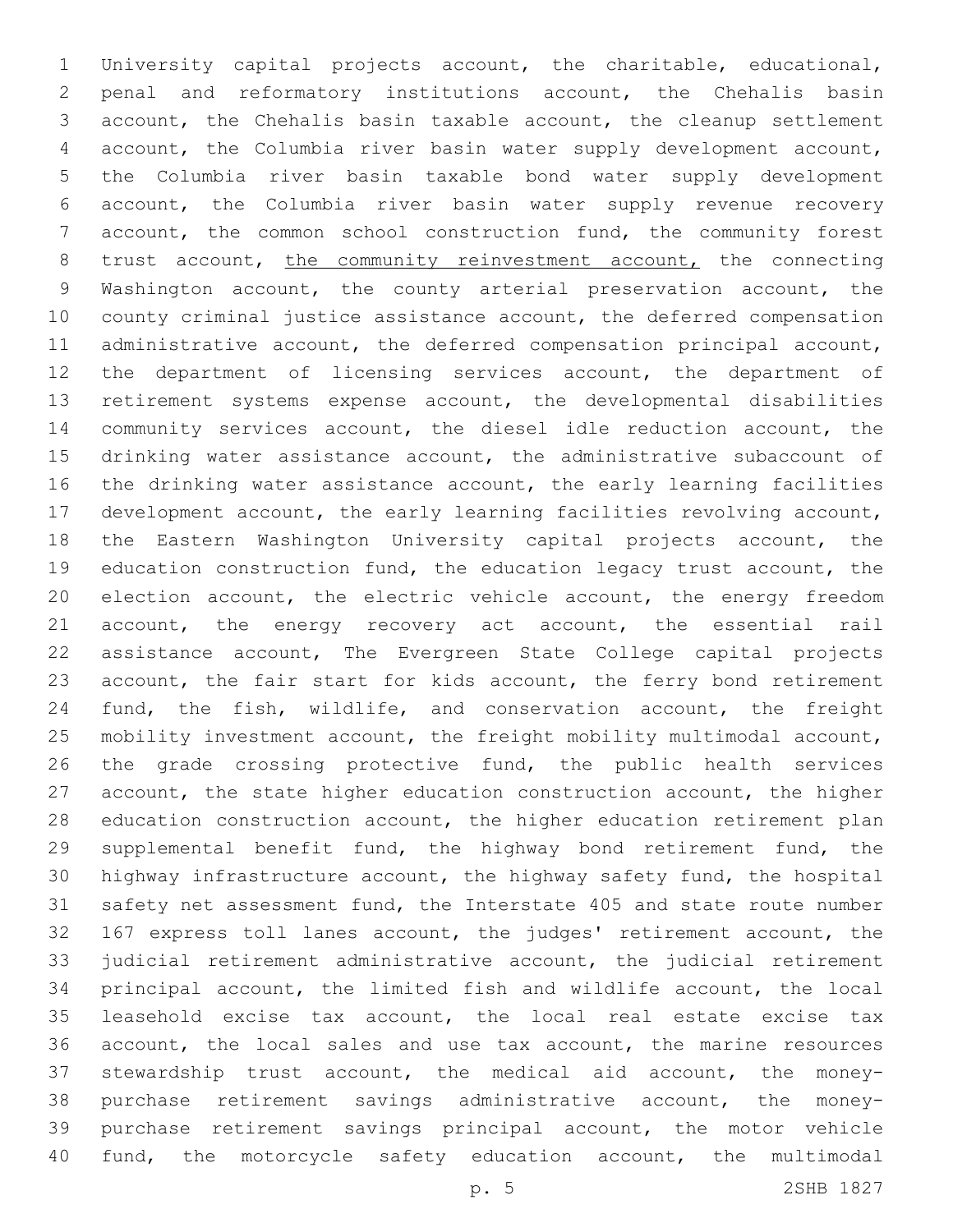University capital projects account, the charitable, educational, penal and reformatory institutions account, the Chehalis basin account, the Chehalis basin taxable account, the cleanup settlement account, the Columbia river basin water supply development account, the Columbia river basin taxable bond water supply development account, the Columbia river basin water supply revenue recovery account, the common school construction fund, the community forest trust account, <u>the community reinvestment account,</u> the connecting Washington account, the county arterial preservation account, the county criminal justice assistance account, the deferred compensation administrative account, the deferred compensation principal account, the department of licensing services account, the department of retirement systems expense account, the developmental disabilities community services account, the diesel idle reduction account, the drinking water assistance account, the administrative subaccount of the drinking water assistance account, the early learning facilities development account, the early learning facilities revolving account, the Eastern Washington University capital projects account, the education construction fund, the education legacy trust account, the election account, the electric vehicle account, the energy freedom account, the energy recovery act account, the essential rail assistance account, The Evergreen State College capital projects account, the fair start for kids account, the ferry bond retirement fund, the fish, wildlife, and conservation account, the freight mobility investment account, the freight mobility multimodal account, the grade crossing protective fund, the public health services account, the state higher education construction account, the higher education construction account, the higher education retirement plan supplemental benefit fund, the highway bond retirement fund, the highway infrastructure account, the highway safety fund, the hospital safety net assessment fund, the Interstate 405 and state route number 167 express toll lanes account, the judges' retirement account, the judicial retirement administrative account, the judicial retirement principal account, the limited fish and wildlife account, the local leasehold excise tax account, the local real estate excise tax account, the local sales and use tax account, the marine resources stewardship trust account, the medical aid account, the money-purchase retirement savings administrative account, the money-purchase retirement savings principal account, the motor vehicle fund, the motorcycle safety education account, the multimodal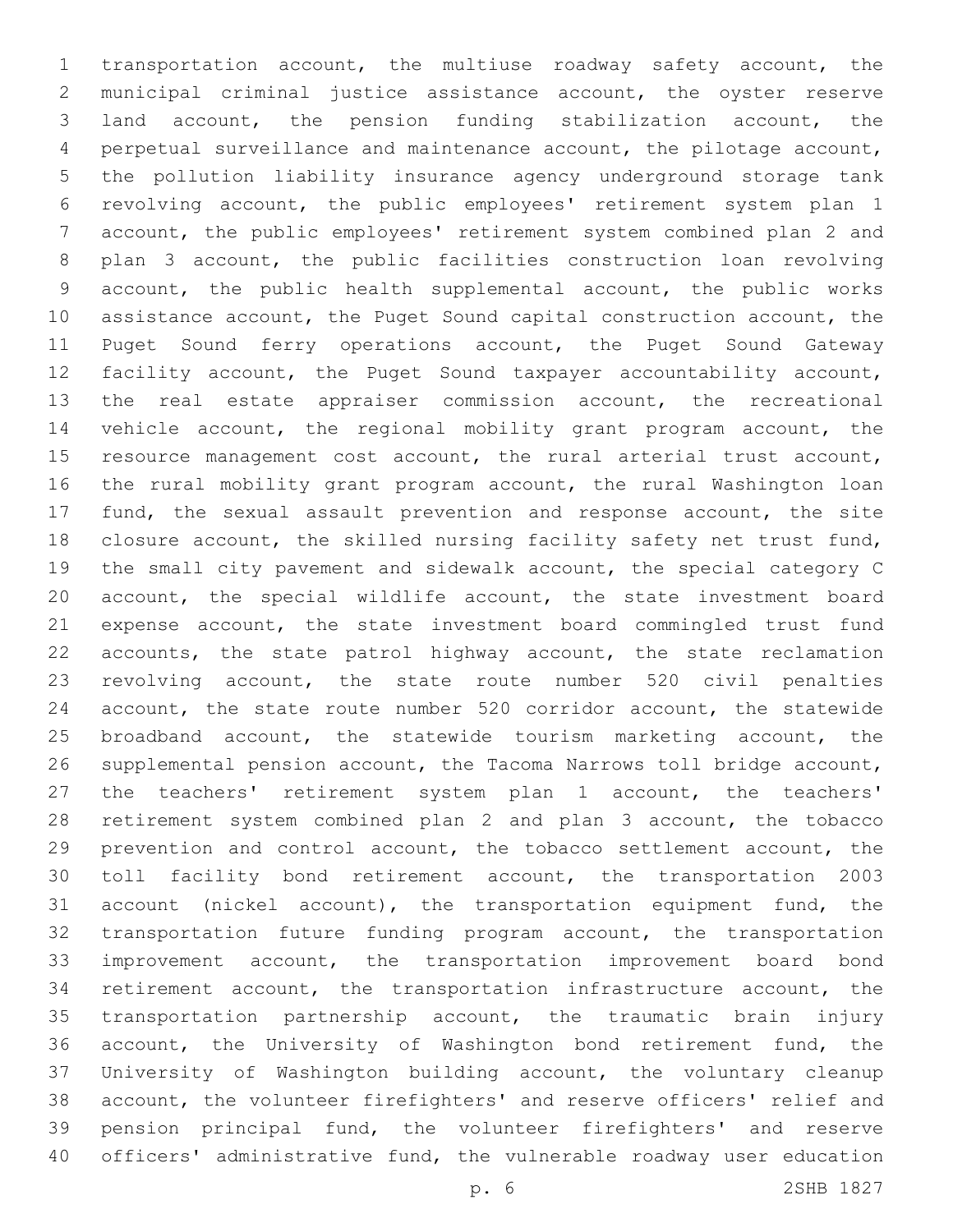transportation account, the multiuse roadway safety account, the municipal criminal justice assistance account, the oyster reserve land account, the pension funding stabilization account, the perpetual surveillance and maintenance account, the pilotage account, the pollution liability insurance agency underground storage tank revolving account, the public employees' retirement system plan 1 account, the public employees' retirement system combined plan 2 and plan 3 account, the public facilities construction loan revolving account, the public health supplemental account, the public works assistance account, the Puget Sound capital construction account, the Puget Sound ferry operations account, the Puget Sound Gateway facility account, the Puget Sound taxpayer accountability account, the real estate appraiser commission account, the recreational vehicle account, the regional mobility grant program account, the resource management cost account, the rural arterial trust account, the rural mobility grant program account, the rural Washington loan fund, the sexual assault prevention and response account, the site closure account, the skilled nursing facility safety net trust fund, the small city pavement and sidewalk account, the special category C account, the special wildlife account, the state investment board expense account, the state investment board commingled trust fund accounts, the state patrol highway account, the state reclamation revolving account, the state route number 520 civil penalties account, the state route number 520 corridor account, the statewide broadband account, the statewide tourism marketing account, the supplemental pension account, the Tacoma Narrows toll bridge account, the teachers' retirement system plan 1 account, the teachers' retirement system combined plan 2 and plan 3 account, the tobacco prevention and control account, the tobacco settlement account, the toll facility bond retirement account, the transportation 2003 account (nickel account), the transportation equipment fund, the transportation future funding program account, the transportation improvement account, the transportation improvement board bond retirement account, the transportation infrastructure account, the transportation partnership account, the traumatic brain injury account, the University of Washington bond retirement fund, the University of Washington building account, the voluntary cleanup account, the volunteer firefighters' and reserve officers' relief and pension principal fund, the volunteer firefighters' and reserve officers' administrative fund, the vulnerable roadway user education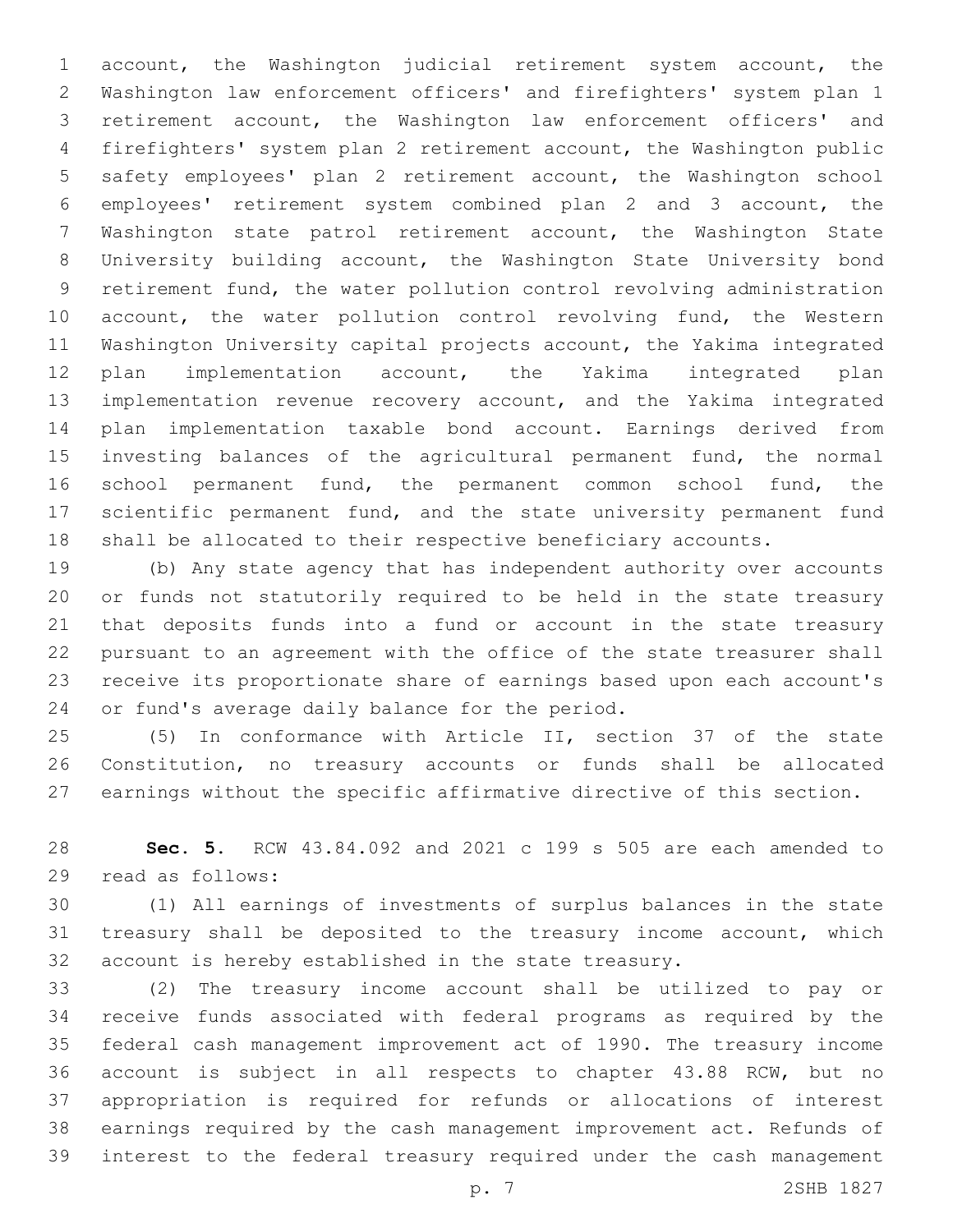account, the Washington judicial retirement system account, the Washington law enforcement officers' and firefighters' system plan 1 retirement account, the Washington law enforcement officers' and firefighters' system plan 2 retirement account, the Washington public safety employees' plan 2 retirement account, the Washington school employees' retirement system combined plan 2 and 3 account, the Washington state patrol retirement account, the Washington State University building account, the Washington State University bond retirement fund, the water pollution control revolving administration account, the water pollution control revolving fund, the Western Washington University capital projects account, the Yakima integrated plan implementation account, the Yakima integrated plan implementation revenue recovery account, and the Yakima integrated plan implementation taxable bond account. Earnings derived from investing balances of the agricultural permanent fund, the normal school permanent fund, the permanent common school fund, the scientific permanent fund, and the state university permanent fund shall be allocated to their respective beneficiary accounts.

(b) Any state agency that has independent authority over accounts or funds not statutorily required to be held in the state treasury that deposits funds into a fund or account in the state treasury pursuant to an agreement with the office of the state treasurer shall receive its proportionate share of earnings based upon each account's or fund's average daily balance for the period.

(5) In conformance with Article II, section 37 of the state Constitution, no treasury accounts or funds shall be allocated earnings without the specific affirmative directive of this section.

**Sec. 5.** RCW 43.84.092 and 2021 c 199 s 505 are each amended to read as follows:

(1) All earnings of investments of surplus balances in the state treasury shall be deposited to the treasury income account, which account is hereby established in the state treasury.

(2) The treasury income account shall be utilized to pay or receive funds associated with federal programs as required by the federal cash management improvement act of 1990. The treasury income account is subject in all respects to chapter 43.88 RCW, but no appropriation is required for refunds or allocations of interest earnings required by the cash management improvement act. Refunds of interest to the federal treasury required under the cash management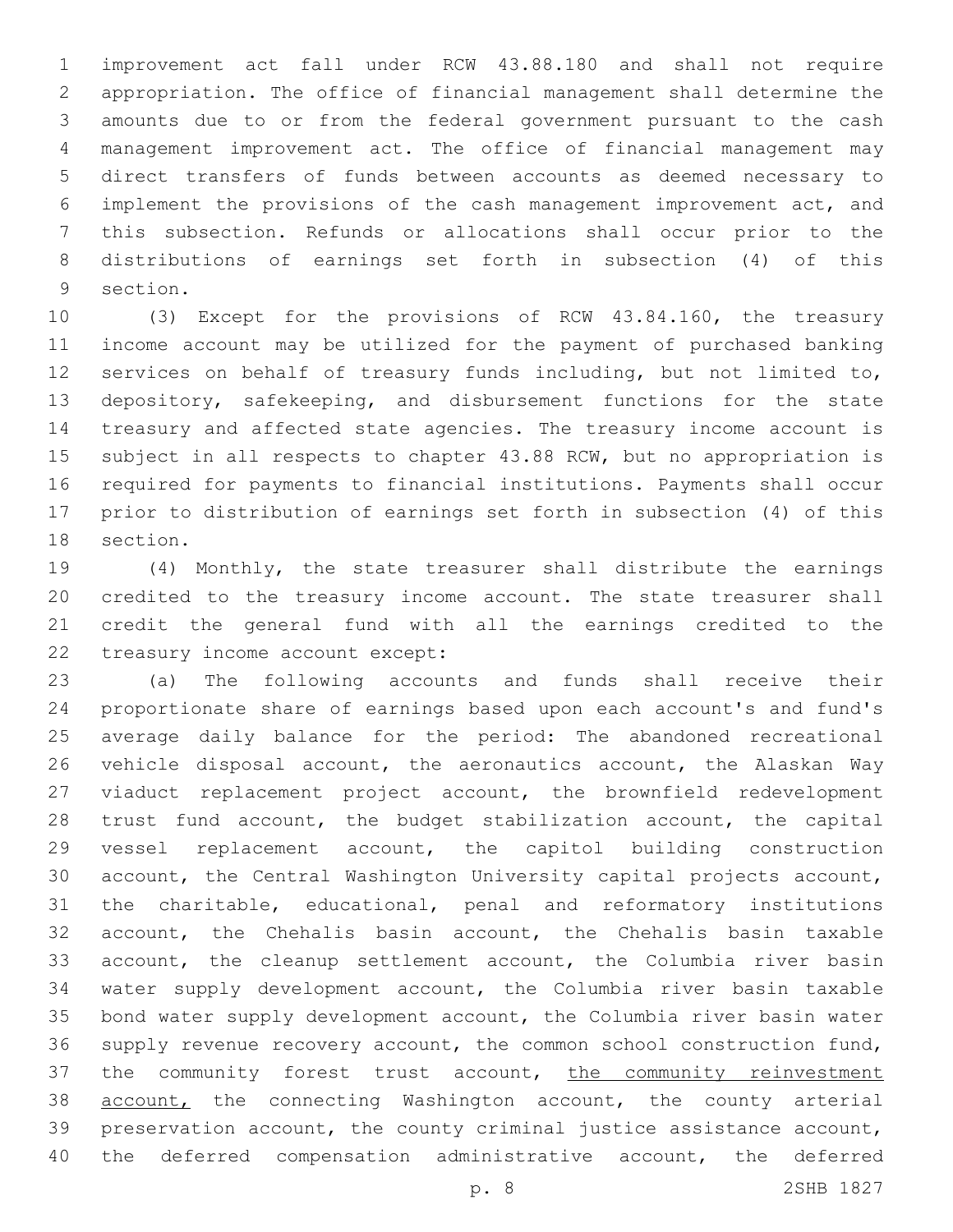improvement act fall under RCW 43.88.180 and shall not require appropriation. The office of financial management shall determine the amounts due to or from the federal government pursuant to the cash management improvement act. The office of financial management may direct transfers of funds between accounts as deemed necessary to implement the provisions of the cash management improvement act, and this subsection. Refunds or allocations shall occur prior to the distributions of earnings set forth in subsection (4) of this section.

(3) Except for the provisions of RCW 43.84.160, the treasury income account may be utilized for the payment of purchased banking services on behalf of treasury funds including, but not limited to, depository, safekeeping, and disbursement functions for the state treasury and affected state agencies. The treasury income account is subject in all respects to chapter 43.88 RCW, but no appropriation is required for payments to financial institutions. Payments shall occur prior to distribution of earnings set forth in subsection (4) of this section.

(4) Monthly, the state treasurer shall distribute the earnings credited to the treasury income account. The state treasurer shall credit the general fund with all the earnings credited to the treasury income account except:

(a) The following accounts and funds shall receive their proportionate share of earnings based upon each account's and fund's average daily balance for the period: The abandoned recreational vehicle disposal account, the aeronautics account, the Alaskan Way viaduct replacement project account, the brownfield redevelopment trust fund account, the budget stabilization account, the capital vessel replacement account, the capitol building construction account, the Central Washington University capital projects account, the charitable, educational, penal and reformatory institutions account, the Chehalis basin account, the Chehalis basin taxable account, the cleanup settlement account, the Columbia river basin water supply development account, the Columbia river basin taxable bond water supply development account, the Columbia river basin water supply revenue recovery account, the common school construction fund, the community forest trust account, the community reinvestment account, the connecting Washington account, the county arterial preservation account, the county criminal justice assistance account, the deferred compensation administrative account, the deferred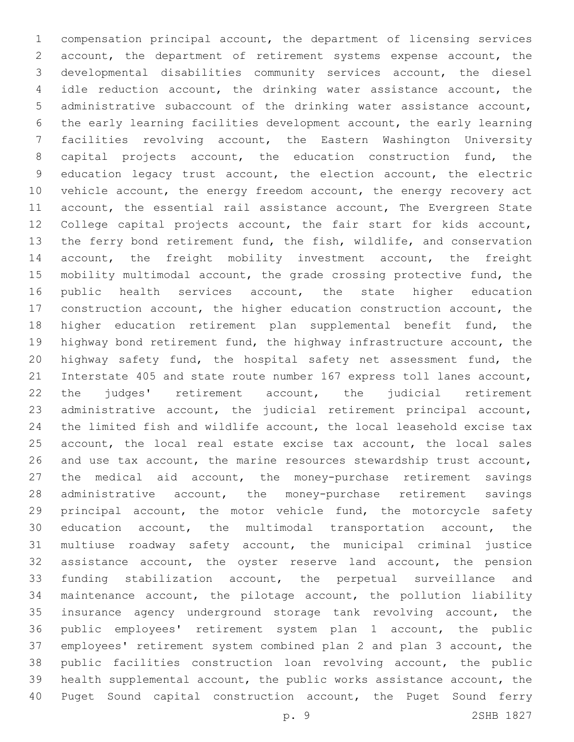compensation principal account, the department of licensing services account, the department of retirement systems expense account, the developmental disabilities community services account, the diesel idle reduction account, the drinking water assistance account, the administrative subaccount of the drinking water assistance account, the early learning facilities development account, the early learning facilities revolving account, the Eastern Washington University capital projects account, the education construction fund, the education legacy trust account, the election account, the electric vehicle account, the energy freedom account, the energy recovery act account, the essential rail assistance account, The Evergreen State College capital projects account, the fair start for kids account, the ferry bond retirement fund, the fish, wildlife, and conservation account, the freight mobility investment account, the freight mobility multimodal account, the grade crossing protective fund, the public health services account, the state higher education construction account, the higher education construction account, the higher education retirement plan supplemental benefit fund, the highway bond retirement fund, the highway infrastructure account, the highway safety fund, the hospital safety net assessment fund, the Interstate 405 and state route number 167 express toll lanes account, the judges' retirement account, the judicial retirement administrative account, the judicial retirement principal account, the limited fish and wildlife account, the local leasehold excise tax account, the local real estate excise tax account, the local sales and use tax account, the marine resources stewardship trust account, the medical aid account, the money-purchase retirement savings administrative account, the money-purchase retirement savings principal account, the motor vehicle fund, the motorcycle safety education account, the multimodal transportation account, the multiuse roadway safety account, the municipal criminal justice assistance account, the oyster reserve land account, the pension funding stabilization account, the perpetual surveillance and maintenance account, the pilotage account, the pollution liability insurance agency underground storage tank revolving account, the public employees' retirement system plan 1 account, the public employees' retirement system combined plan 2 and plan 3 account, the public facilities construction loan revolving account, the public health supplemental account, the public works assistance account, the Puget Sound capital construction account, the Puget Sound ferry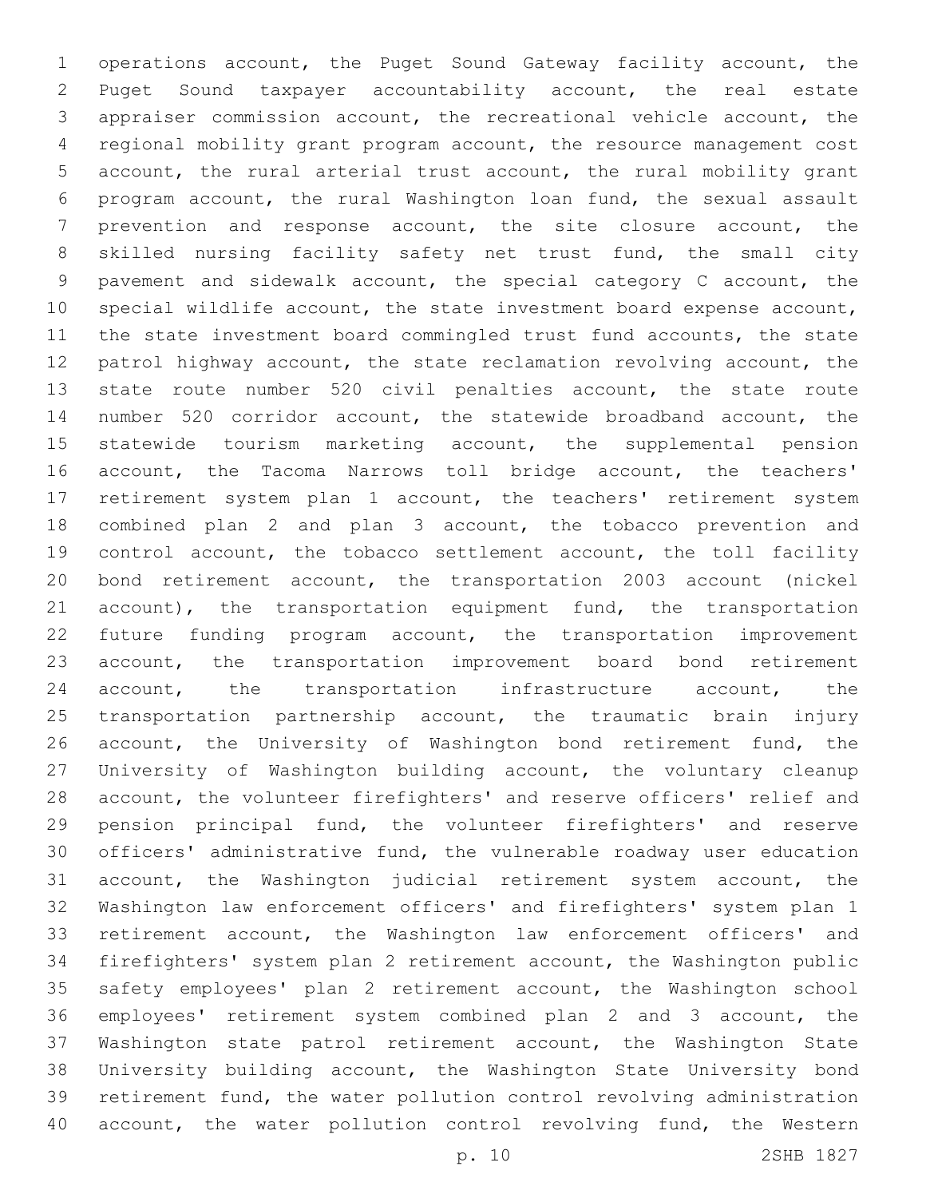operations account, the Puget Sound Gateway facility account, the Puget Sound taxpayer accountability account, the real estate appraiser commission account, the recreational vehicle account, the regional mobility grant program account, the resource management cost account, the rural arterial trust account, the rural mobility grant program account, the rural Washington loan fund, the sexual assault prevention and response account, the site closure account, the skilled nursing facility safety net trust fund, the small city pavement and sidewalk account, the special category C account, the special wildlife account, the state investment board expense account, the state investment board commingled trust fund accounts, the state patrol highway account, the state reclamation revolving account, the state route number 520 civil penalties account, the state route number 520 corridor account, the statewide broadband account, the statewide tourism marketing account, the supplemental pension account, the Tacoma Narrows toll bridge account, the teachers' retirement system plan 1 account, the teachers' retirement system combined plan 2 and plan 3 account, the tobacco prevention and control account, the tobacco settlement account, the toll facility bond retirement account, the transportation 2003 account (nickel account), the transportation equipment fund, the transportation future funding program account, the transportation improvement account, the transportation improvement board bond retirement account, the transportation infrastructure account, the transportation partnership account, the traumatic brain injury account, the University of Washington bond retirement fund, the University of Washington building account, the voluntary cleanup account, the volunteer firefighters' and reserve officers' relief and pension principal fund, the volunteer firefighters' and reserve officers' administrative fund, the vulnerable roadway user education account, the Washington judicial retirement system account, the Washington law enforcement officers' and firefighters' system plan 1 retirement account, the Washington law enforcement officers' and firefighters' system plan 2 retirement account, the Washington public safety employees' plan 2 retirement account, the Washington school employees' retirement system combined plan 2 and 3 account, the Washington state patrol retirement account, the Washington State University building account, the Washington State University bond retirement fund, the water pollution control revolving administration account, the water pollution control revolving fund, the Western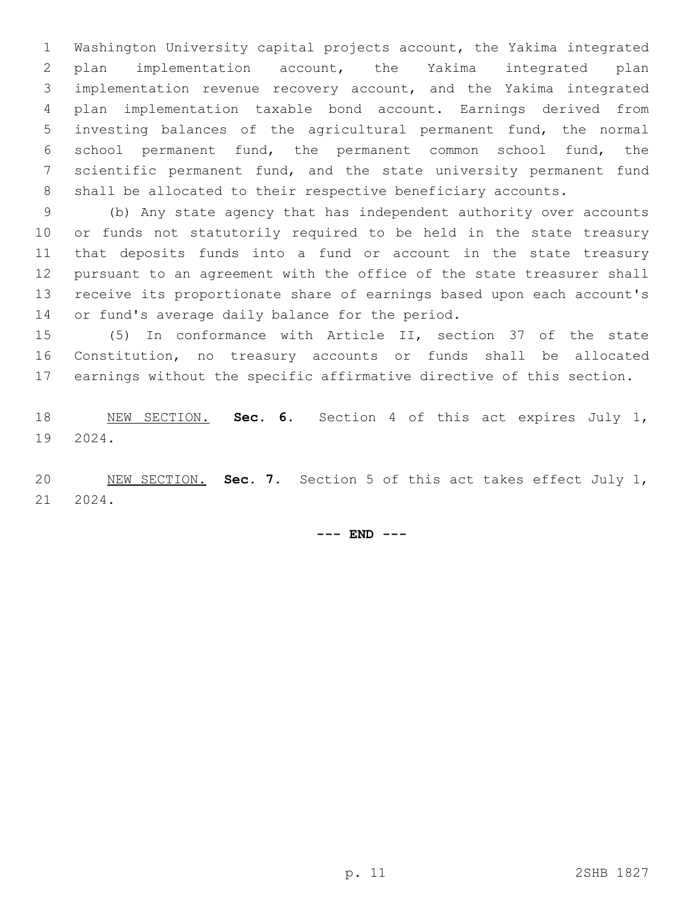Washington University capital projects account, the Yakima integrated plan implementation account, the Yakima integrated plan implementation revenue recovery account, and the Yakima integrated plan implementation taxable bond account. Earnings derived from investing balances of the agricultural permanent fund, the normal school permanent fund, the permanent common school fund, the scientific permanent fund, and the state university permanent fund shall be allocated to their respective beneficiary accounts.

(b) Any state agency that has independent authority over accounts or funds not statutorily required to be held in the state treasury that deposits funds into a fund or account in the state treasury pursuant to an agreement with the office of the state treasurer shall receive its proportionate share of earnings based upon each account's or fund's average daily balance for the period.

(5) In conformance with Article II, section 37 of the state Constitution, no treasury accounts or funds shall be allocated earnings without the specific affirmative directive of this section.

NEW SECTION. **Sec. 6.** Section 4 of this act expires July 1, 2024.

NEW SECTION. **Sec. 7.** Section 5 of this act takes effect July 1, 2024.

**--- END ---**